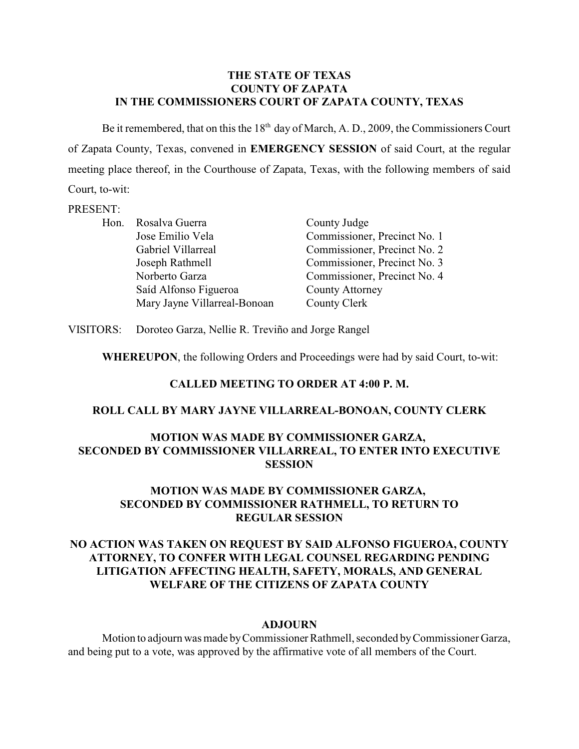**THE STATE OF TEXAS**
**COUNTY OF ZAPATA**
**IN THE COMMISSIONERS COURT OF ZAPATA COUNTY, TEXAS**

Be it remembered, that on this the 18th day of March, A. D., 2009, the Commissioners Court of Zapata County, Texas, convened in **EMERGENCY SESSION** of said Court, at the regular meeting place thereof, in the Courthouse of Zapata, Texas, with the following members of said Court, to-wit:

PRESENT:

| | | |
|---|---|---|
| Hon. | Rosalva Guerra | County Judge |
| | Jose Emilio Vela | Commissioner, Precinct No. 1 |
| | Gabriel Villarreal | Commissioner, Precinct No. 2 |
| | Joseph Rathmell | Commissioner, Precinct No. 3 |
| | Norberto Garza | Commissioner, Precinct No. 4 |
| | Saíd Alfonso Figueroa | County Attorney |
| | Mary Jayne Villarreal-Bonoan | County Clerk |

VISITORS: Doroteo Garza, Nellie R. Treviño and Jorge Rangel

**WHEREUPON**, the following Orders and Proceedings were had by said Court, to-wit:

**CALLED MEETING TO ORDER AT 4:00 P. M.**

**ROLL CALL BY MARY JAYNE VILLARREAL-BONOAN, COUNTY CLERK**

**MOTION WAS MADE BY COMMISSIONER GARZA, SECONDED BY COMMISSIONER VILLARREAL, TO ENTER INTO EXECUTIVE SESSION**

**MOTION WAS MADE BY COMMISSIONER GARZA, SECONDED BY COMMISSIONER RATHMELL, TO RETURN TO REGULAR SESSION**

**NO ACTION WAS TAKEN ON REQUEST BY SAID ALFONSO FIGUEROA, COUNTY ATTORNEY, TO CONFER WITH LEGAL COUNSEL REGARDING PENDING LITIGATION AFFECTING HEALTH, SAFETY, MORALS, AND GENERAL WELFARE OF THE CITIZENS OF ZAPATA COUNTY**

**ADJOURN**

Motion to adjourn was made by Commissioner Rathmell, seconded by Commissioner Garza, and being put to a vote, was approved by the affirmative vote of all members of the Court.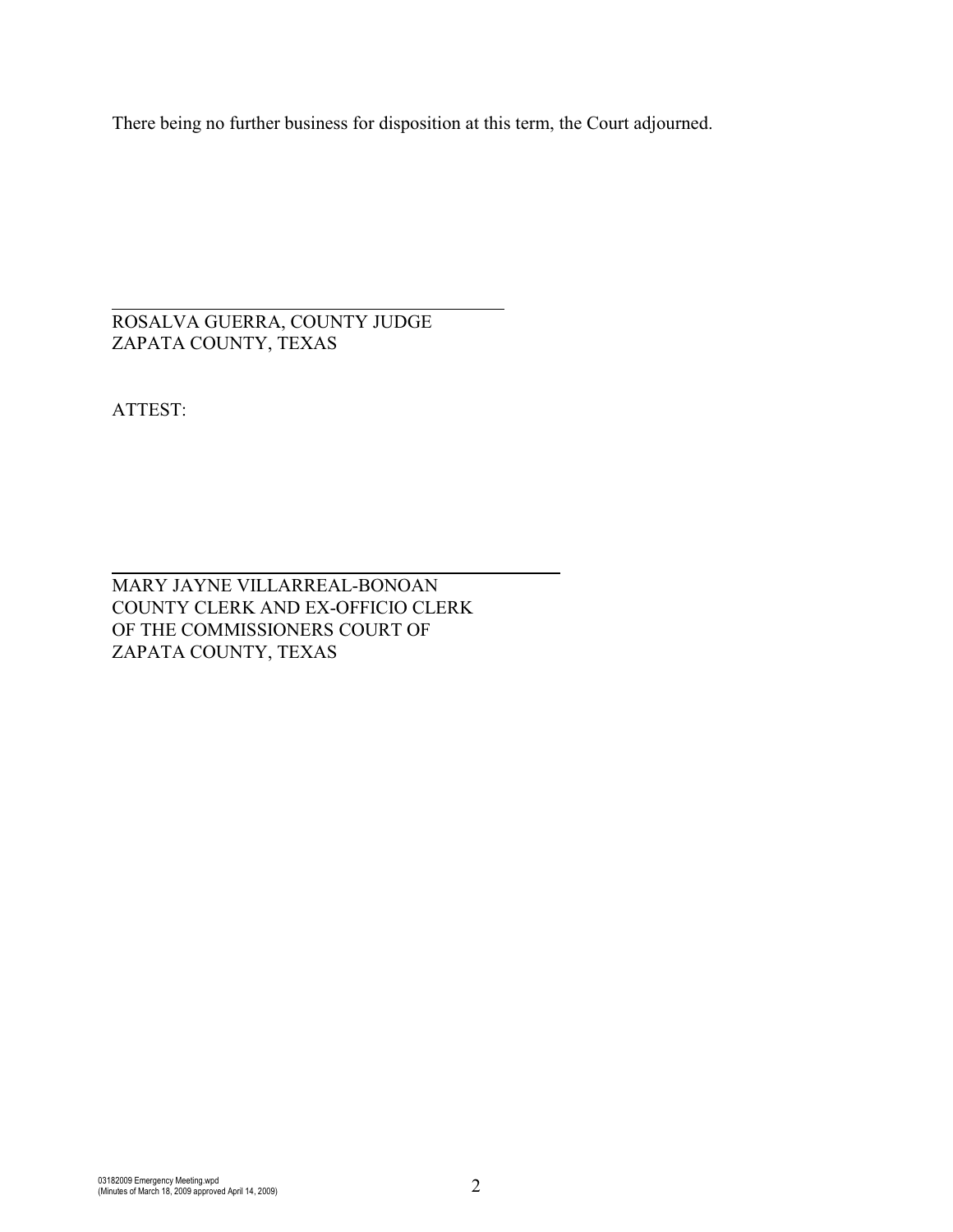There being no further business for disposition at this term, the Court adjourned.

\_\_\_\_\_\_\_\_\_\_\_\_\_\_\_\_\_\_\_\_\_\_\_\_\_\_\_\_\_\_\_\_\_\_\_\_\_\_\_\_

ROSALVA GUERRA, COUNTY JUDGE
ZAPATA COUNTY, TEXAS

ATTEST:

\_\_\_\_\_\_\_\_\_\_\_\_\_\_\_\_\_\_\_\_\_\_\_\_\_\_\_\_\_\_\_\_\_\_\_\_\_\_\_\_\_\_\_\_\_\_

MARY JAYNE VILLARREAL-BONOAN
COUNTY CLERK AND EX-OFFICIO CLERK
OF THE COMMISSIONERS COURT OF
ZAPATA COUNTY, TEXAS

03182009 Emergency Meeting.wpd
(Minutes of March 18, 2009 approved April 14, 2009)